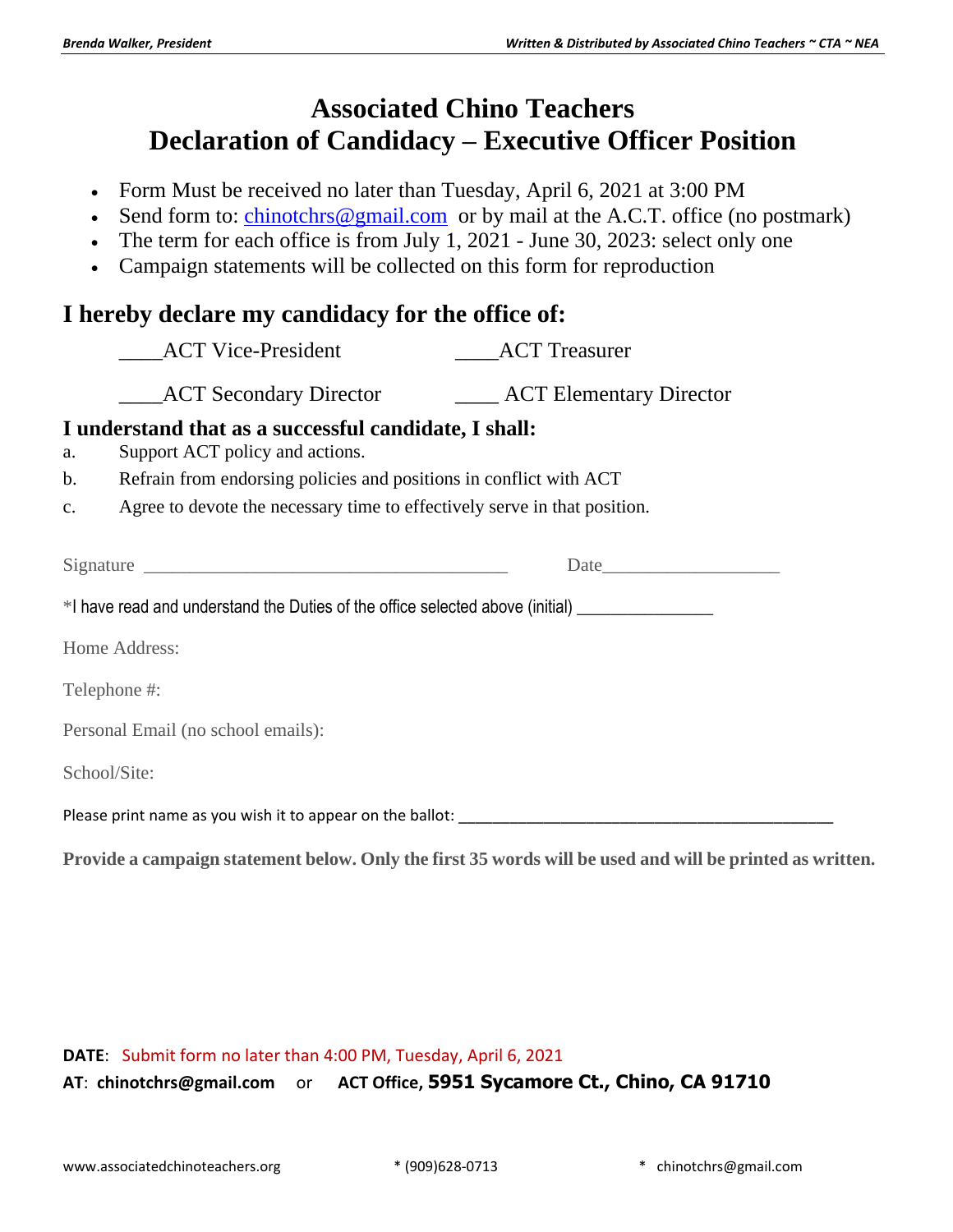# Associated Chino Teachers
# Declaration of Candidacy – Executive Officer Position

- Form Must be received no later than Tuesday, April 6, 2021 at 3:00 PM
- Send form to: chinotchrs@gmail.com or by mail at the A.C.T. office (no postmark)
- The term for each office is from July 1, 2021 - June 30, 2023: select only one
- Campaign statements will be collected on this form for reproduction

## I hereby declare my candidacy for the office of:

____ACT Vice-President ____ACT Treasurer

____ACT Secondary Director ____ ACT Elementary Director

### I understand that as a successful candidate, I shall:

a. Support ACT policy and actions.

b. Refrain from endorsing policies and positions in conflict with ACT

c. Agree to devote the necessary time to effectively serve in that position.

Signature ________________________________________ Date___________________

*I have read and understand the Duties of the office selected above (initial) _______________

Home Address:

Telephone #:

Personal Email (no school emails):

School/Site:

Please print name as you wish it to appear on the ballot: ___________________________________________

**Provide a campaign statement below. Only the first 35 words will be used and will be printed as written.**

**DATE**: Submit form no later than 4:00 PM, Tuesday, April 6, 2021

**AT**: **chinotchrs@gmail.com** or **ACT Office, 5951 Sycamore Ct., Chino, CA 91710**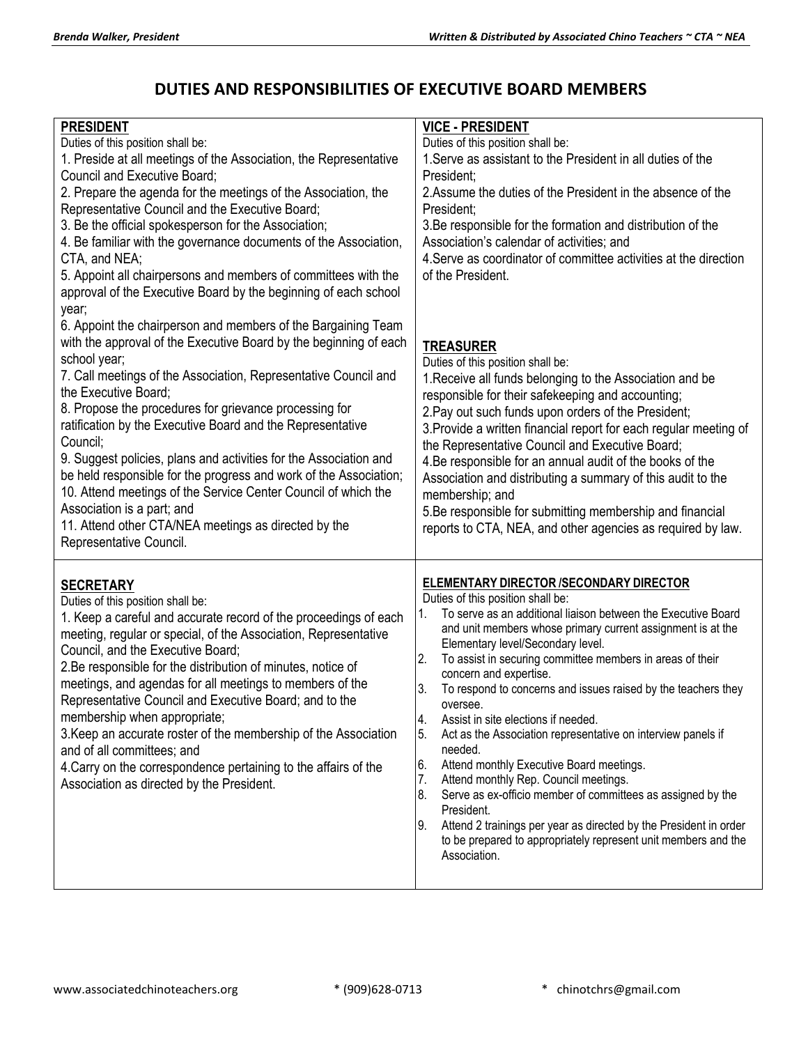# DUTIES AND RESPONSIBILITIES OF EXECUTIVE BOARD MEMBERS

## PRESIDENT

Duties of this position shall be:

1. Preside at all meetings of the Association, the Representative Council and Executive Board;
2. Prepare the agenda for the meetings of the Association, the Representative Council and the Executive Board;
3. Be the official spokesperson for the Association;
4. Be familiar with the governance documents of the Association, CTA, and NEA;
5. Appoint all chairpersons and members of committees with the approval of the Executive Board by the beginning of each school year;
6. Appoint the chairperson and members of the Bargaining Team with the approval of the Executive Board by the beginning of each school year;
7. Call meetings of the Association, Representative Council and the Executive Board;
8. Propose the procedures for grievance processing for ratification by the Executive Board and the Representative Council;
9. Suggest policies, plans and activities for the Association and be held responsible for the progress and work of the Association;
10. Attend meetings of the Service Center Council of which the Association is a part; and
11. Attend other CTA/NEA meetings as directed by the Representative Council.

## VICE - PRESIDENT

Duties of this position shall be:

1. Serve as assistant to the President in all duties of the President;
2. Assume the duties of the President in the absence of the President;
3. Be responsible for the formation and distribution of the Association's calendar of activities; and
4. Serve as coordinator of committee activities at the direction of the President.

## TREASURER

Duties of this position shall be:

1. Receive all funds belonging to the Association and be responsible for their safekeeping and accounting;
2. Pay out such funds upon orders of the President;
3. Provide a written financial report for each regular meeting of the Representative Council and Executive Board;
4. Be responsible for an annual audit of the books of the Association and distributing a summary of this audit to the membership; and
5. Be responsible for submitting membership and financial reports to CTA, NEA, and other agencies as required by law.

## SECRETARY

Duties of this position shall be:

1. Keep a careful and accurate record of the proceedings of each meeting, regular or special, of the Association, Representative Council, and the Executive Board;
2. Be responsible for the distribution of minutes, notice of meetings, and agendas for all meetings to members of the Representative Council and Executive Board; and to the membership when appropriate;
3. Keep an accurate roster of the membership of the Association and of all committees; and
4. Carry on the correspondence pertaining to the affairs of the Association as directed by the President.

## ELEMENTARY DIRECTOR /SECONDARY DIRECTOR

Duties of this position shall be:

1. To serve as an additional liaison between the Executive Board and unit members whose primary current assignment is at the Elementary level/Secondary level.
2. To assist in securing committee members in areas of their concern and expertise.
3. To respond to concerns and issues raised by the teachers they oversee.
4. Assist in site elections if needed.
5. Act as the Association representative on interview panels if needed.
6. Attend monthly Executive Board meetings.
7. Attend monthly Rep. Council meetings.
8. Serve as ex-officio member of committees as assigned by the President.
9. Attend 2 trainings per year as directed by the President in order to be prepared to appropriately represent unit members and the Association.